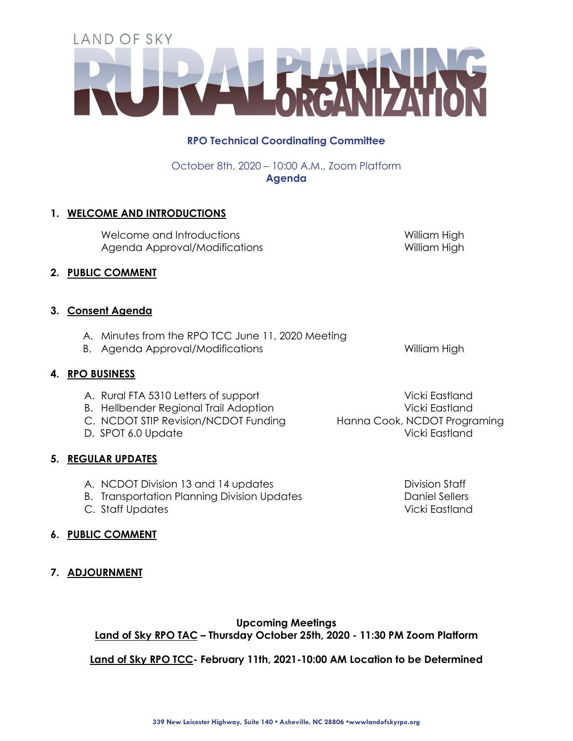# LAND OF SKY RURAL PLANNING ORGANIZATION

## RPO Technical Coordinating Committee

October 8th, 2020 – 10:00 A.M., Zoom Platform

**Agenda**

**1. WELCOME AND INTRODUCTIONS**

| | |
|---|---|
| Welcome and Introductions | William High |
| Agenda Approval/Modifications | William High |

**2. PUBLIC COMMENT**

**3. Consent Agenda**

| | |
|---|---|
| A. Minutes from the RPO TCC June 11, 2020 Meeting | |
| B. Agenda Approval/Modifications | William High |

**4. RPO BUSINESS**

| | |
|---|---|
| A. Rural FTA 5310 Letters of support | Vicki Eastland |
| B. Hellbender Regional Trail Adoption | Vicki Eastland |
| C. NCDOT STIP Revision/NCDOT Funding | Hanna Cook, NCDOT Programing |
| D. SPOT 6.0 Update | Vicki Eastland |

**5. REGULAR UPDATES**

| | |
|---|---|
| A. NCDOT Division 13 and 14 updates | Division Staff |
| B. Transportation Planning Division Updates | Daniel Sellers |
| C. Staff Updates | Vicki Eastland |

**6. PUBLIC COMMENT**

**7. ADJOURNMENT**

**Upcoming Meetings**

**Land of Sky RPO TAC – Thursday October 25th, 2020 - 11:30 PM Zoom Platform**

**Land of Sky RPO TCC- February 11th, 2021-10:00 AM Location to be Determined**

339 New Leicester Highway, Suite 140 • Asheville. NC 28806 •wwwlandofskyrpo.org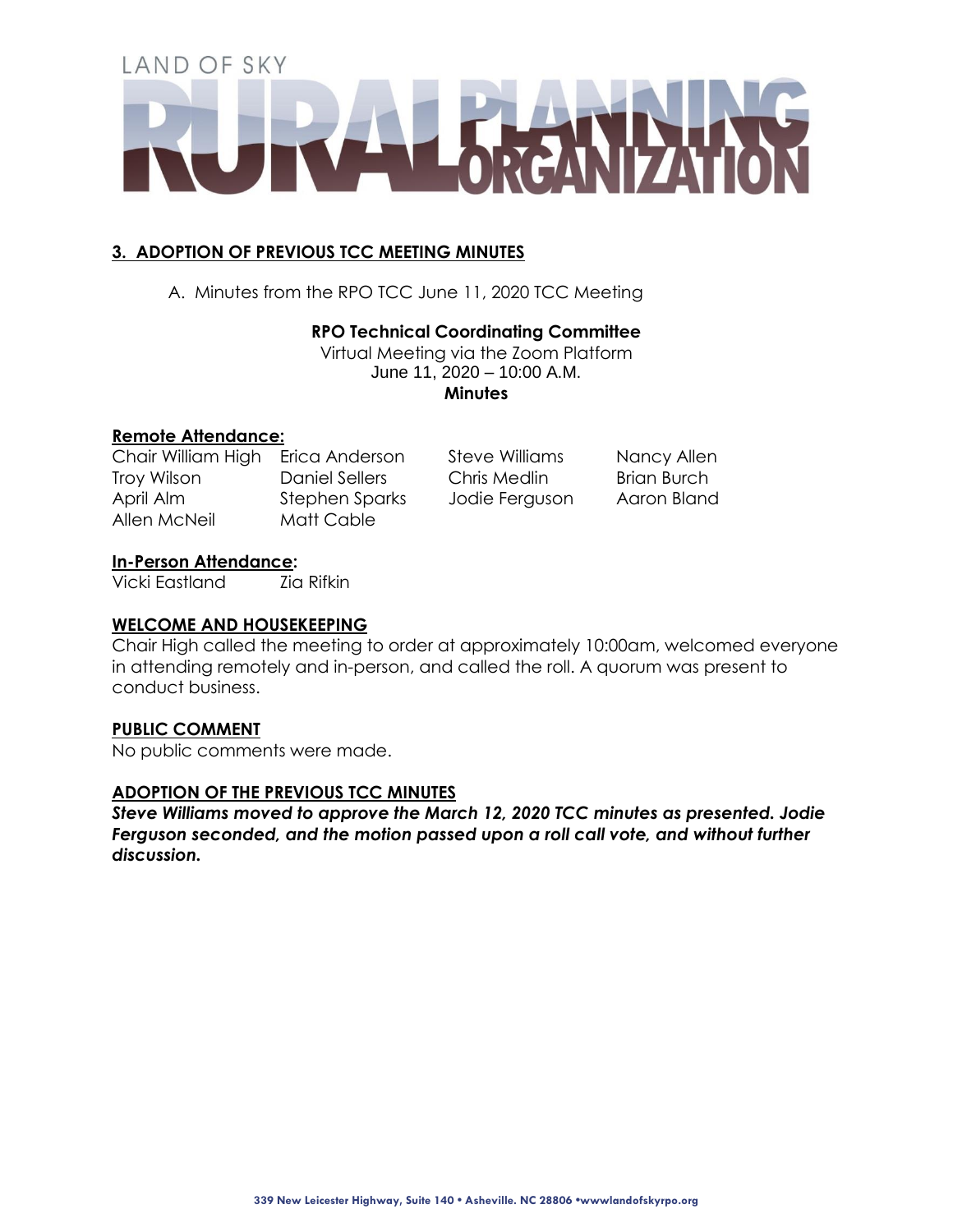## 3. ADOPTION OF PREVIOUS TCC MEETING MINUTES

A. Minutes from the RPO TCC June 11, 2020 TCC Meeting

**RPO Technical Coordinating Committee**

Virtual Meeting via the Zoom Platform

June 11, 2020 – 10:00 A.M.

**Minutes**

**Remote Attendance:**

| | | | |
|---|---|---|---|
| Chair William High | Erica Anderson | Steve Williams | Nancy Allen |
| Troy Wilson | Daniel Sellers | Chris Medlin | Brian Burch |
| April Alm | Stephen Sparks | Jodie Ferguson | Aaron Bland |
| Allen McNeil | Matt Cable | | |

**In-Person Attendance:**

Vicki Eastland Zia Rifkin

**WELCOME AND HOUSEKEEPING**

Chair High called the meeting to order at approximately 10:00am, welcomed everyone in attending remotely and in-person, and called the roll. A quorum was present to conduct business.

**PUBLIC COMMENT**

No public comments were made.

**ADOPTION OF THE PREVIOUS TCC MINUTES**

***Steve Williams moved to approve the March 12, 2020 TCC minutes as presented. Jodie Ferguson seconded, and the motion passed upon a roll call vote, and without further discussion.***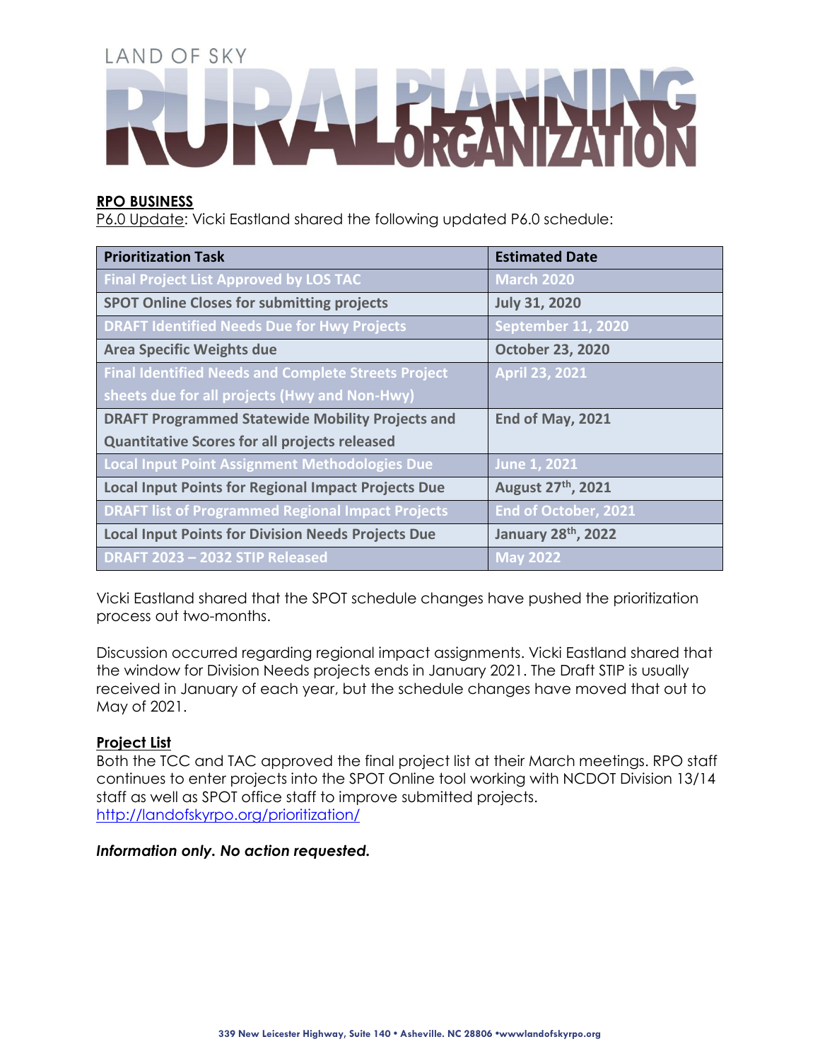LAND OF SKY RURAL PLANNING ORGANIZATION

## RPO BUSINESS

P6.0 Update: Vicki Eastland shared the following updated P6.0 schedule:

| Prioritization Task | Estimated Date |
| --- | --- |
| Final Project List Approved by LOS TAC | March 2020 |
| SPOT Online Closes for submitting projects | July 31, 2020 |
| DRAFT Identified Needs Due for Hwy Projects | September 11, 2020 |
| Area Specific Weights due | October 23, 2020 |
| Final Identified Needs and Complete Streets Project sheets due for all projects (Hwy and Non-Hwy) | April 23, 2021 |
| DRAFT Programmed Statewide Mobility Projects and Quantitative Scores for all projects released | End of May, 2021 |
| Local Input Point Assignment Methodologies Due | June 1, 2021 |
| Local Input Points for Regional Impact Projects Due | August 27th, 2021 |
| DRAFT list of Programmed Regional Impact Projects | End of October, 2021 |
| Local Input Points for Division Needs Projects Due | January 28th, 2022 |
| DRAFT 2023 – 2032 STIP Released | May 2022 |

Vicki Eastland shared that the SPOT schedule changes have pushed the prioritization process out two-months.

Discussion occurred regarding regional impact assignments. Vicki Eastland shared that the window for Division Needs projects ends in January 2021. The Draft STIP is usually received in January of each year, but the schedule changes have moved that out to May of 2021.

## Project List

Both the TCC and TAC approved the final project list at their March meetings. RPO staff continues to enter projects into the SPOT Online tool working with NCDOT Division 13/14 staff as well as SPOT office staff to improve submitted projects.
http://landofskyrpo.org/prioritization/

***Information only. No action requested.***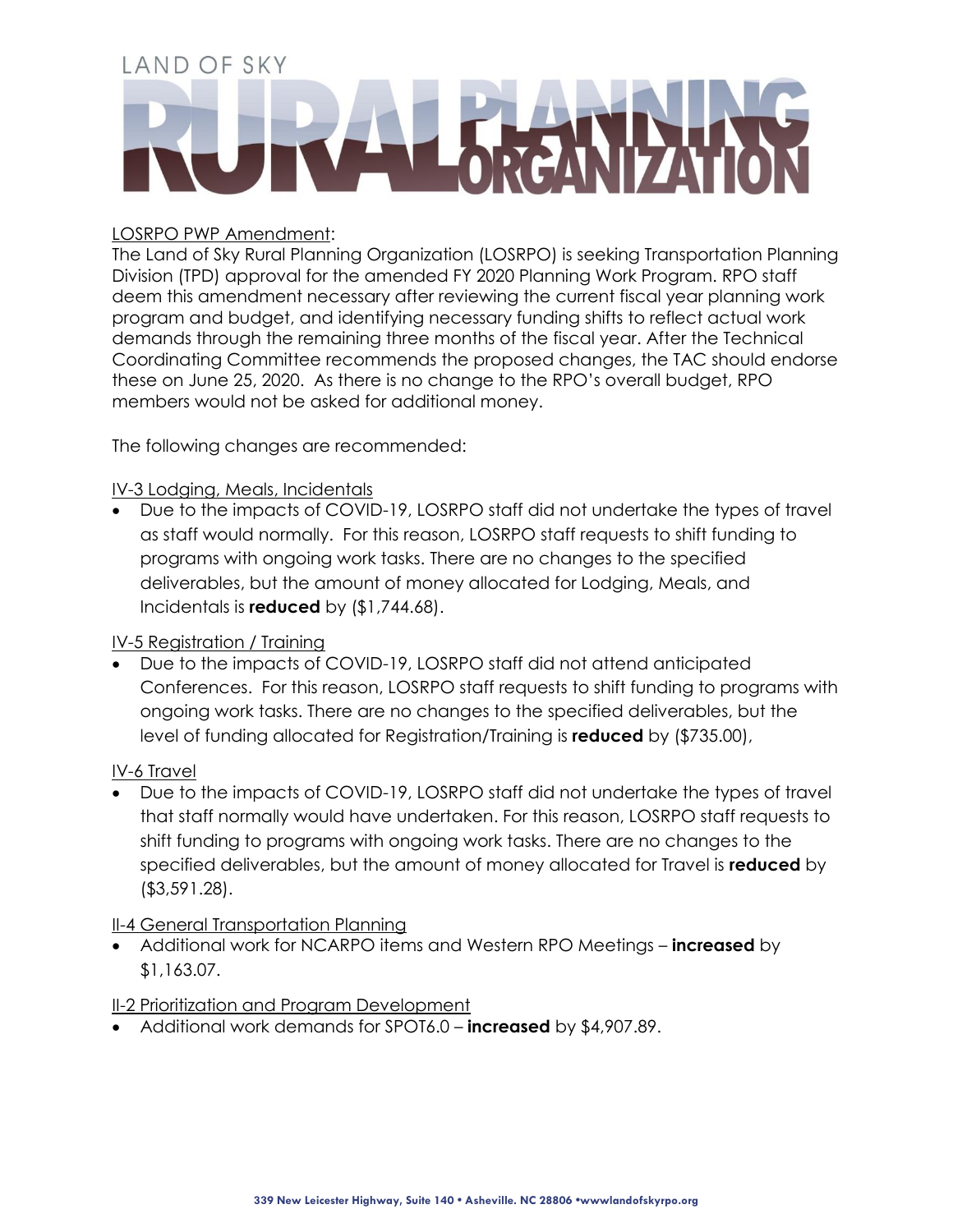LAND OF SKY

# RURAL PLANNING ORGANIZATION

LOSRPO PWP Amendment:

The Land of Sky Rural Planning Organization (LOSRPO) is seeking Transportation Planning Division (TPD) approval for the amended FY 2020 Planning Work Program. RPO staff deem this amendment necessary after reviewing the current fiscal year planning work program and budget, and identifying necessary funding shifts to reflect actual work demands through the remaining three months of the fiscal year. After the Technical Coordinating Committee recommends the proposed changes, the TAC should endorse these on June 25, 2020. As there is no change to the RPO's overall budget, RPO members would not be asked for additional money.

The following changes are recommended:

IV-3 Lodging, Meals, Incidentals

- Due to the impacts of COVID-19, LOSRPO staff did not undertake the types of travel as staff would normally. For this reason, LOSRPO staff requests to shift funding to programs with ongoing work tasks. There are no changes to the specified deliverables, but the amount of money allocated for Lodging, Meals, and Incidentals is **reduced** by ($1,744.68).

IV-5 Registration / Training

- Due to the impacts of COVID-19, LOSRPO staff did not attend anticipated Conferences. For this reason, LOSRPO staff requests to shift funding to programs with ongoing work tasks. There are no changes to the specified deliverables, but the level of funding allocated for Registration/Training is **reduced** by ($735.00),

IV-6 Travel

- Due to the impacts of COVID-19, LOSRPO staff did not undertake the types of travel that staff normally would have undertaken. For this reason, LOSRPO staff requests to shift funding to programs with ongoing work tasks. There are no changes to the specified deliverables, but the amount of money allocated for Travel is **reduced** by ($3,591.28).

II-4 General Transportation Planning

- Additional work for NCARPO items and Western RPO Meetings – **increased** by $1,163.07.

II-2 Prioritization and Program Development

- Additional work demands for SPOT6.0 – **increased** by $4,907.89.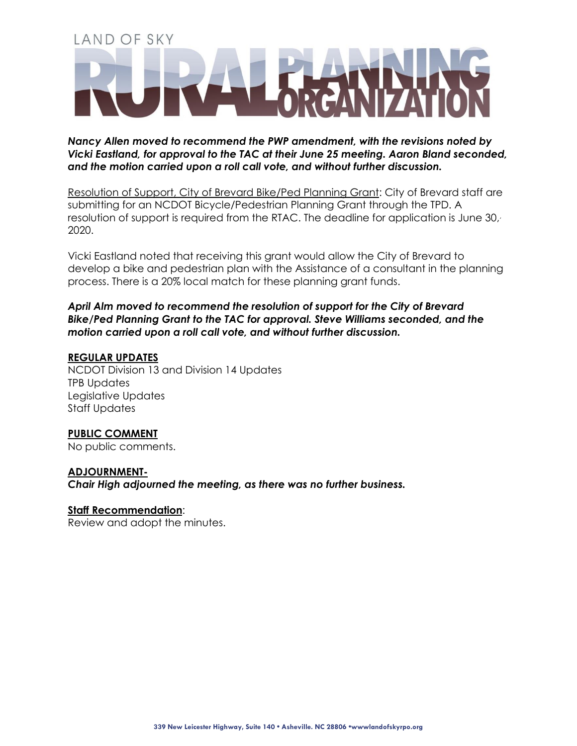***Nancy Allen moved to recommend the PWP amendment, with the revisions noted by Vicki Eastland, for approval to the TAC at their June 25 meeting. Aaron Bland seconded, and the motion carried upon a roll call vote, and without further discussion.***

Resolution of Support, City of Brevard Bike/Ped Planning Grant: City of Brevard staff are submitting for an NCDOT Bicycle/Pedestrian Planning Grant through the TPD. A resolution of support is required from the RTAC. The deadline for application is June 30, 2020.

Vicki Eastland noted that receiving this grant would allow the City of Brevard to develop a bike and pedestrian plan with the Assistance of a consultant in the planning process. There is a 20% local match for these planning grant funds.

***April Alm moved to recommend the resolution of support for the City of Brevard Bike/Ped Planning Grant to the TAC for approval. Steve Williams seconded, and the motion carried upon a roll call vote, and without further discussion.***

**REGULAR UPDATES**

NCDOT Division 13 and Division 14 Updates
TPB Updates
Legislative Updates
Staff Updates

**PUBLIC COMMENT**

No public comments.

**ADJOURNMENT-**

***Chair High adjourned the meeting, as there was no further business.***

**Staff Recommendation**:
Review and adopt the minutes.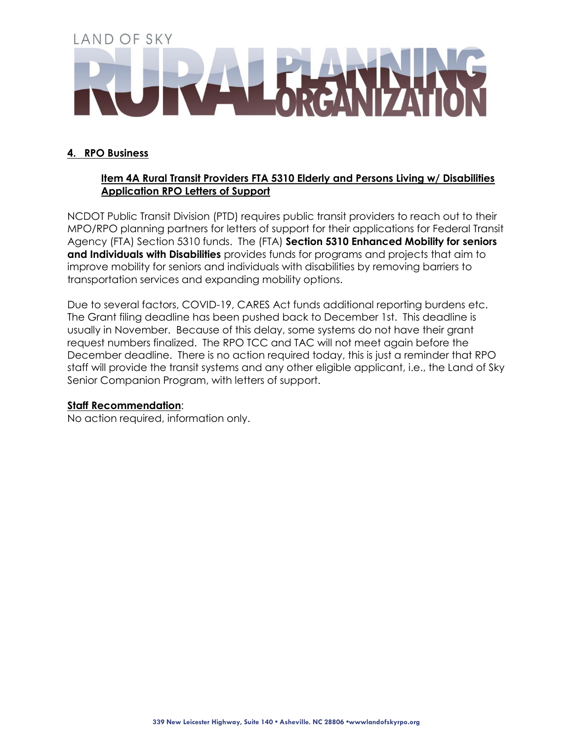LAND OF SKY RURAL PLANNING ORGANIZATION

## 4. RPO Business

### Item 4A Rural Transit Providers FTA 5310 Elderly and Persons Living w/ Disabilities Application RPO Letters of Support

NCDOT Public Transit Division (PTD) requires public transit providers to reach out to their MPO/RPO planning partners for letters of support for their applications for Federal Transit Agency (FTA) Section 5310 funds. The (FTA) **Section 5310 Enhanced Mobility for seniors and Individuals with Disabilities** provides funds for programs and projects that aim to improve mobility for seniors and individuals with disabilities by removing barriers to transportation services and expanding mobility options.

Due to several factors, COVID-19, CARES Act funds additional reporting burdens etc. The Grant filing deadline has been pushed back to December 1st. This deadline is usually in November. Because of this delay, some systems do not have their grant request numbers finalized. The RPO TCC and TAC will not meet again before the December deadline. There is no action required today, this is just a reminder that RPO staff will provide the transit systems and any other eligible applicant, i.e., the Land of Sky Senior Companion Program, with letters of support.

**Staff Recommendation**:
No action required, information only.

339 New Leicester Highway, Suite 140 • Asheville. NC 28806 •wwwlandofskyrpo.org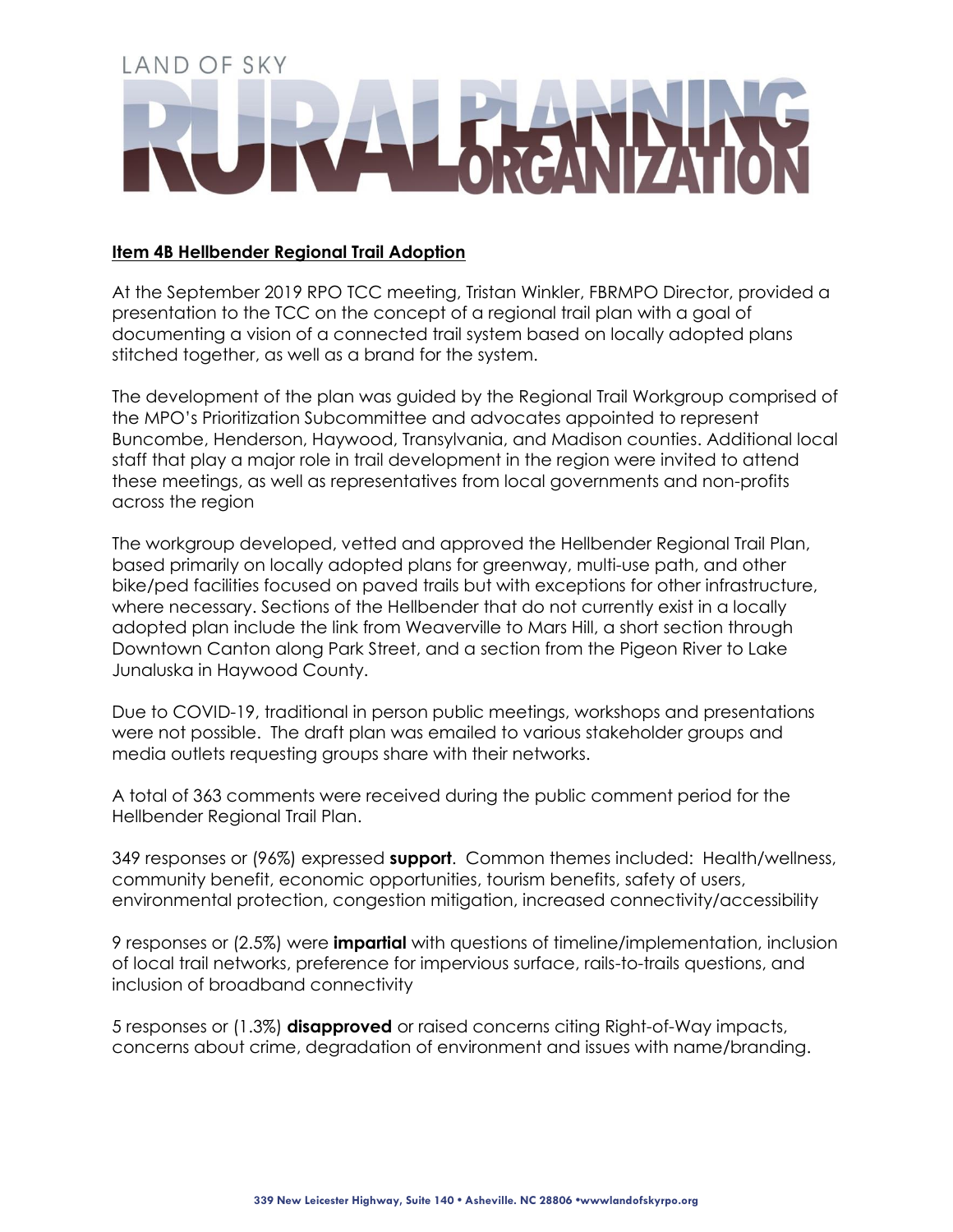LAND OF SKY

RURAL PLANNING ORGANIZATION

**Item 4B Hellbender Regional Trail Adoption**

At the September 2019 RPO TCC meeting, Tristan Winkler, FBRMPO Director, provided a presentation to the TCC on the concept of a regional trail plan with a goal of documenting a vision of a connected trail system based on locally adopted plans stitched together, as well as a brand for the system.

The development of the plan was guided by the Regional Trail Workgroup comprised of the MPO's Prioritization Subcommittee and advocates appointed to represent Buncombe, Henderson, Haywood, Transylvania, and Madison counties. Additional local staff that play a major role in trail development in the region were invited to attend these meetings, as well as representatives from local governments and non-profits across the region

The workgroup developed, vetted and approved the Hellbender Regional Trail Plan, based primarily on locally adopted plans for greenway, multi-use path, and other bike/ped facilities focused on paved trails but with exceptions for other infrastructure, where necessary. Sections of the Hellbender that do not currently exist in a locally adopted plan include the link from Weaverville to Mars Hill, a short section through Downtown Canton along Park Street, and a section from the Pigeon River to Lake Junaluska in Haywood County.

Due to COVID-19, traditional in person public meetings, workshops and presentations were not possible. The draft plan was emailed to various stakeholder groups and media outlets requesting groups share with their networks.

A total of 363 comments were received during the public comment period for the Hellbender Regional Trail Plan.

349 responses or (96%) expressed **support**. Common themes included: Health/wellness, community benefit, economic opportunities, tourism benefits, safety of users, environmental protection, congestion mitigation, increased connectivity/accessibility

9 responses or (2.5%) were **impartial** with questions of timeline/implementation, inclusion of local trail networks, preference for impervious surface, rails-to-trails questions, and inclusion of broadband connectivity

5 responses or (1.3%) **disapproved** or raised concerns citing Right-of-Way impacts, concerns about crime, degradation of environment and issues with name/branding.

339 New Leicester Highway, Suite 140 • Asheville. NC 28806 •wwwlandofskyrpo.org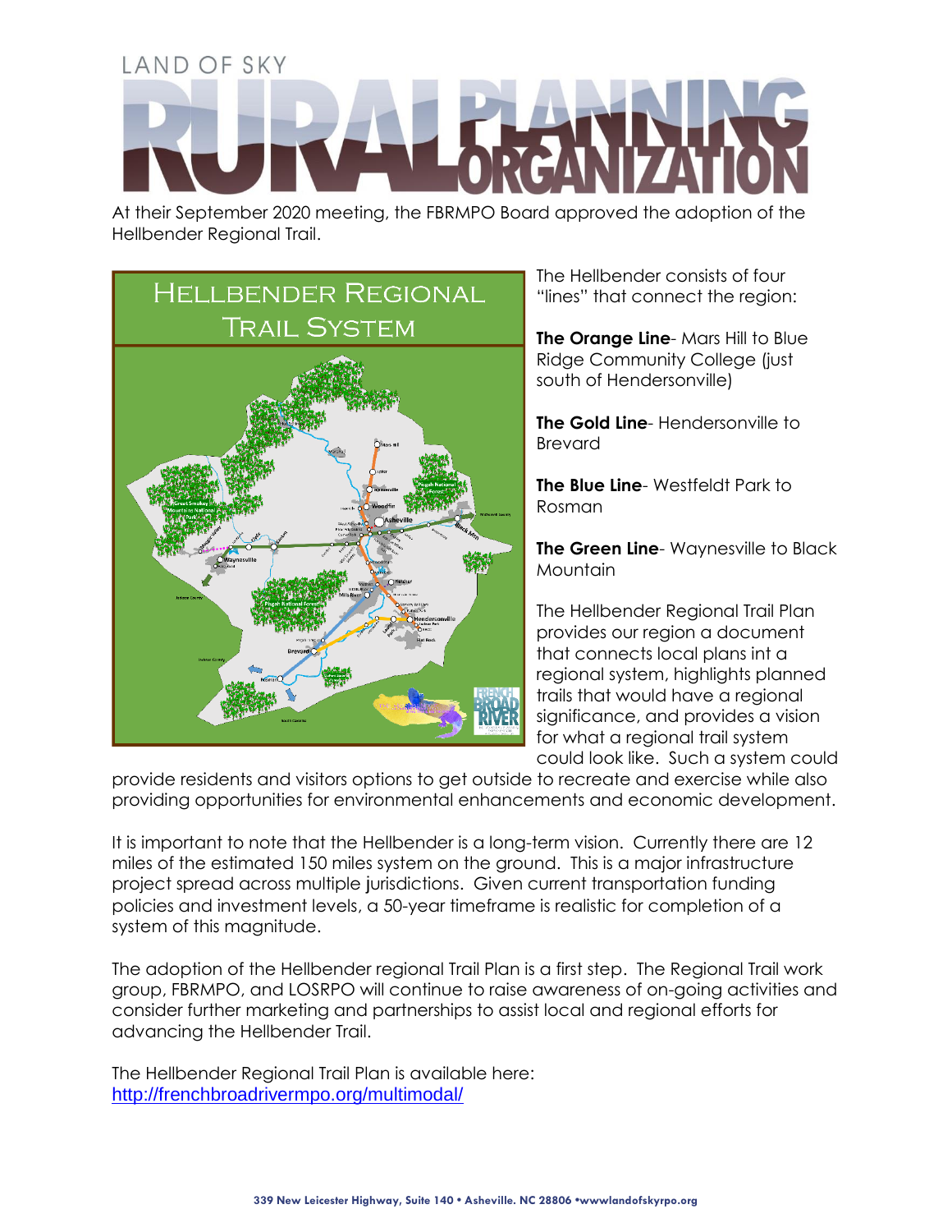# LAND OF SKY RURAL PLANNING ORGANIZATION

At their September 2020 meeting, the FBRMPO Board approved the adoption of the Hellbender Regional Trail.

## Hellbender Regional Trail System

The Hellbender consists of four "lines" that connect the region:

**The Orange Line**- Mars Hill to Blue Ridge Community College (just south of Hendersonville)

**The Gold Line**- Hendersonville to Brevard

**The Blue Line**- Westfeldt Park to Rosman

**The Green Line**- Waynesville to Black Mountain

The Hellbender Regional Trail Plan provides our region a document that connects local plans int a regional system, highlights planned trails that would have a regional significance, and provides a vision for what a regional trail system could look like. Such a system could provide residents and visitors options to get outside to recreate and exercise while also providing opportunities for environmental enhancements and economic development.

It is important to note that the Hellbender is a long-term vision. Currently there are 12 miles of the estimated 150 miles system on the ground. This is a major infrastructure project spread across multiple jurisdictions. Given current transportation funding policies and investment levels, a 50-year timeframe is realistic for completion of a system of this magnitude.

The adoption of the Hellbender regional Trail Plan is a first step. The Regional Trail work group, FBRMPO, and LOSRPO will continue to raise awareness of on-going activities and consider further marketing and partnerships to assist local and regional efforts for advancing the Hellbender Trail.

The Hellbender Regional Trail Plan is available here: http://frenchbroadrivermpo.org/multimodal/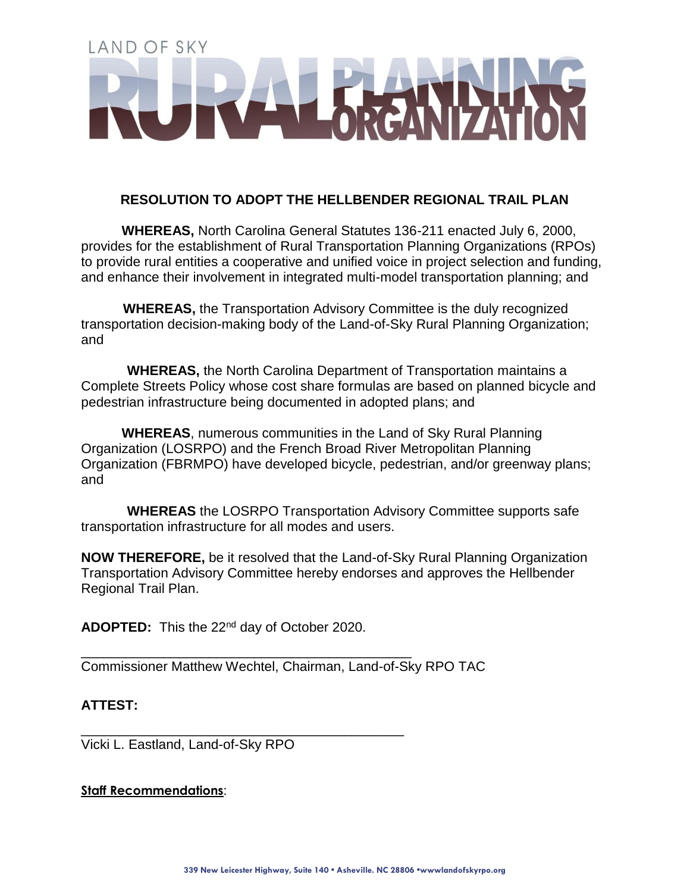LAND OF SKY

RURAL PLANNING ORGANIZATION

## RESOLUTION TO ADOPT THE HELLBENDER REGIONAL TRAIL PLAN

**WHEREAS,** North Carolina General Statutes 136-211 enacted July 6, 2000, provides for the establishment of Rural Transportation Planning Organizations (RPOs) to provide rural entities a cooperative and unified voice in project selection and funding, and enhance their involvement in integrated multi-model transportation planning; and

**WHEREAS,** the Transportation Advisory Committee is the duly recognized transportation decision-making body of the Land-of-Sky Rural Planning Organization; and

**WHEREAS,** the North Carolina Department of Transportation maintains a Complete Streets Policy whose cost share formulas are based on planned bicycle and pedestrian infrastructure being documented in adopted plans; and

**WHEREAS**, numerous communities in the Land of Sky Rural Planning Organization (LOSRPO) and the French Broad River Metropolitan Planning Organization (FBRMPO) have developed bicycle, pedestrian, and/or greenway plans; and

**WHEREAS** the LOSRPO Transportation Advisory Committee supports safe transportation infrastructure for all modes and users.

**NOW THEREFORE,** be it resolved that the Land-of-Sky Rural Planning Organization Transportation Advisory Committee hereby endorses and approves the Hellbender Regional Trail Plan.

**ADOPTED:** This the 22nd day of October 2020.

_____________________________________________
Commissioner Matthew Wechtel, Chairman, Land-of-Sky RPO TAC

**ATTEST:**

_____________________________________________
Vicki L. Eastland, Land-of-Sky RPO

**Staff Recommendations**:

339 New Leicester Highway, Suite 140 • Asheville. NC 28806 •wwwlandofskyrpo.org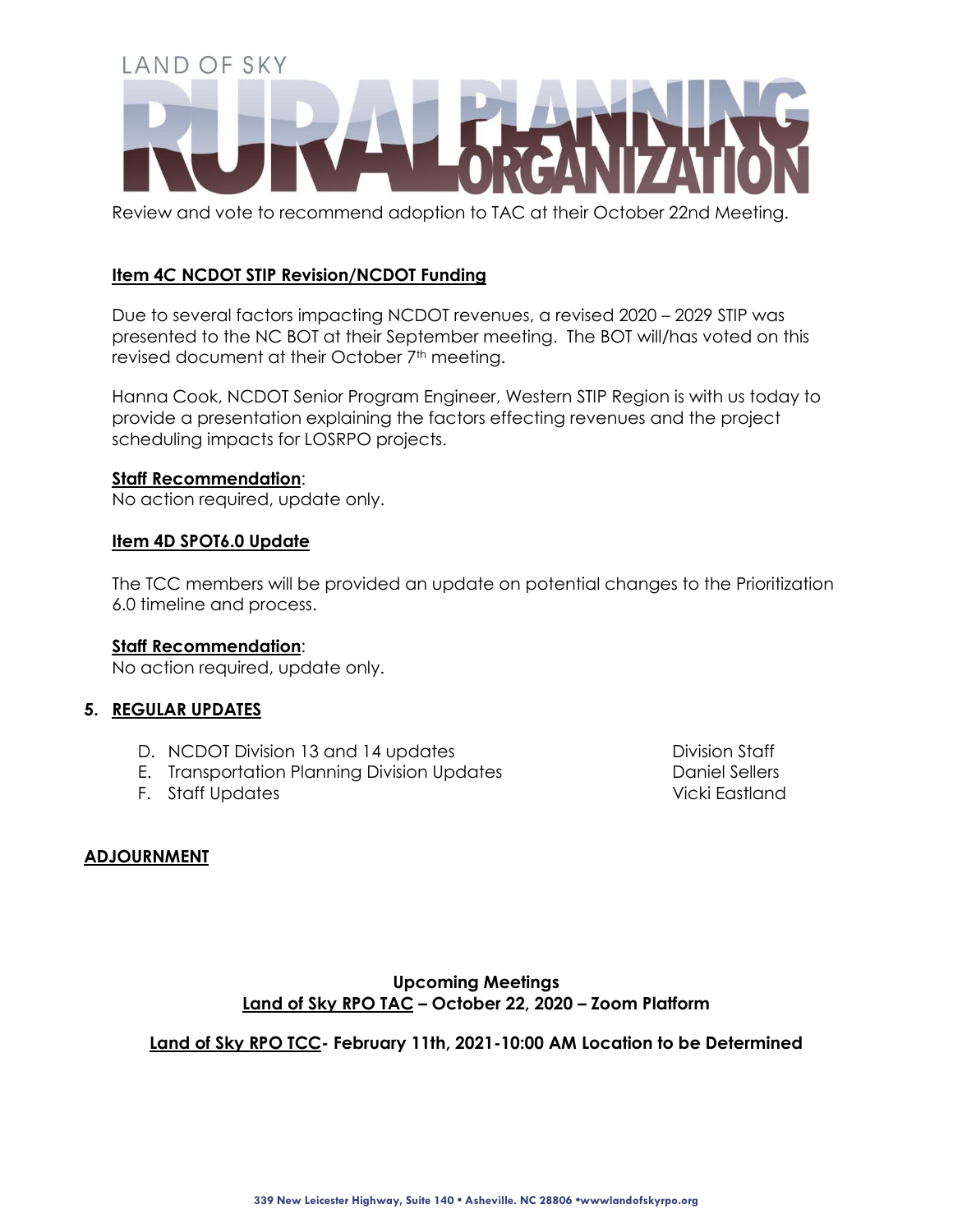Review and vote to recommend adoption to TAC at their October 22nd Meeting.

**Item 4C NCDOT STIP Revision/NCDOT Funding**

Due to several factors impacting NCDOT revenues, a revised 2020 – 2029 STIP was presented to the NC BOT at their September meeting. The BOT will/has voted on this revised document at their October 7th meeting.

Hanna Cook, NCDOT Senior Program Engineer, Western STIP Region is with us today to provide a presentation explaining the factors effecting revenues and the project scheduling impacts for LOSRPO projects.

**Staff Recommendation**:
No action required, update only.

**Item 4D SPOT6.0 Update**

The TCC members will be provided an update on potential changes to the Prioritization 6.0 timeline and process.

**Staff Recommendation**:
No action required, update only.

**5. REGULAR UPDATES**

D. NCDOT Division 13 and 14 updates — Division Staff
E. Transportation Planning Division Updates — Daniel Sellers
F. Staff Updates — Vicki Eastland

**ADJOURNMENT**

**Upcoming Meetings**
**Land of Sky RPO TAC – October 22, 2020 – Zoom Platform**

**Land of Sky RPO TCC- February 11th, 2021-10:00 AM Location to be Determined**